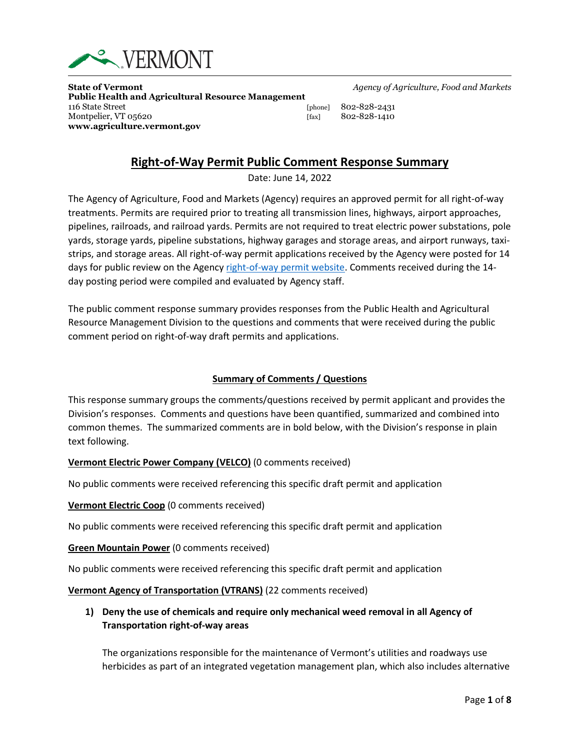VERMONT

**State of Vermont**
**Public Health and Agricultural Resource Management**
116 State Street
Montpelier, VT 05620
**www.agriculture.vermont.gov**

*Agency of Agriculture, Food and Markets*

[phone] 802-828-2431
[fax] 802-828-1410

# Right-of-Way Permit Public Comment Response Summary

Date: June 14, 2022

The Agency of Agriculture, Food and Markets (Agency) requires an approved permit for all right-of-way treatments. Permits are required prior to treating all transmission lines, highways, airport approaches, pipelines, railroads, and railroad yards. Permits are not required to treat electric power substations, pole yards, storage yards, pipeline substations, highway garages and storage areas, and airport runways, taxi-strips, and storage areas. All right-of-way permit applications received by the Agency were posted for 14 days for public review on the Agency right-of-way permit website. Comments received during the 14-day posting period were compiled and evaluated by Agency staff.

The public comment response summary provides responses from the Public Health and Agricultural Resource Management Division to the questions and comments that were received during the public comment period on right-of-way draft permits and applications.

## Summary of Comments / Questions

This response summary groups the comments/questions received by permit applicant and provides the Division's responses. Comments and questions have been quantified, summarized and combined into common themes. The summarized comments are in bold below, with the Division's response in plain text following.

**Vermont Electric Power Company (VELCO)** (0 comments received)

No public comments were received referencing this specific draft permit and application

**Vermont Electric Coop** (0 comments received)

No public comments were received referencing this specific draft permit and application

**Green Mountain Power** (0 comments received)

No public comments were received referencing this specific draft permit and application

**Vermont Agency of Transportation (VTRANS)** (22 comments received)

1) **Deny the use of chemicals and require only mechanical weed removal in all Agency of Transportation right-of-way areas**

   The organizations responsible for the maintenance of Vermont's utilities and roadways use herbicides as part of an integrated vegetation management plan, which also includes alternative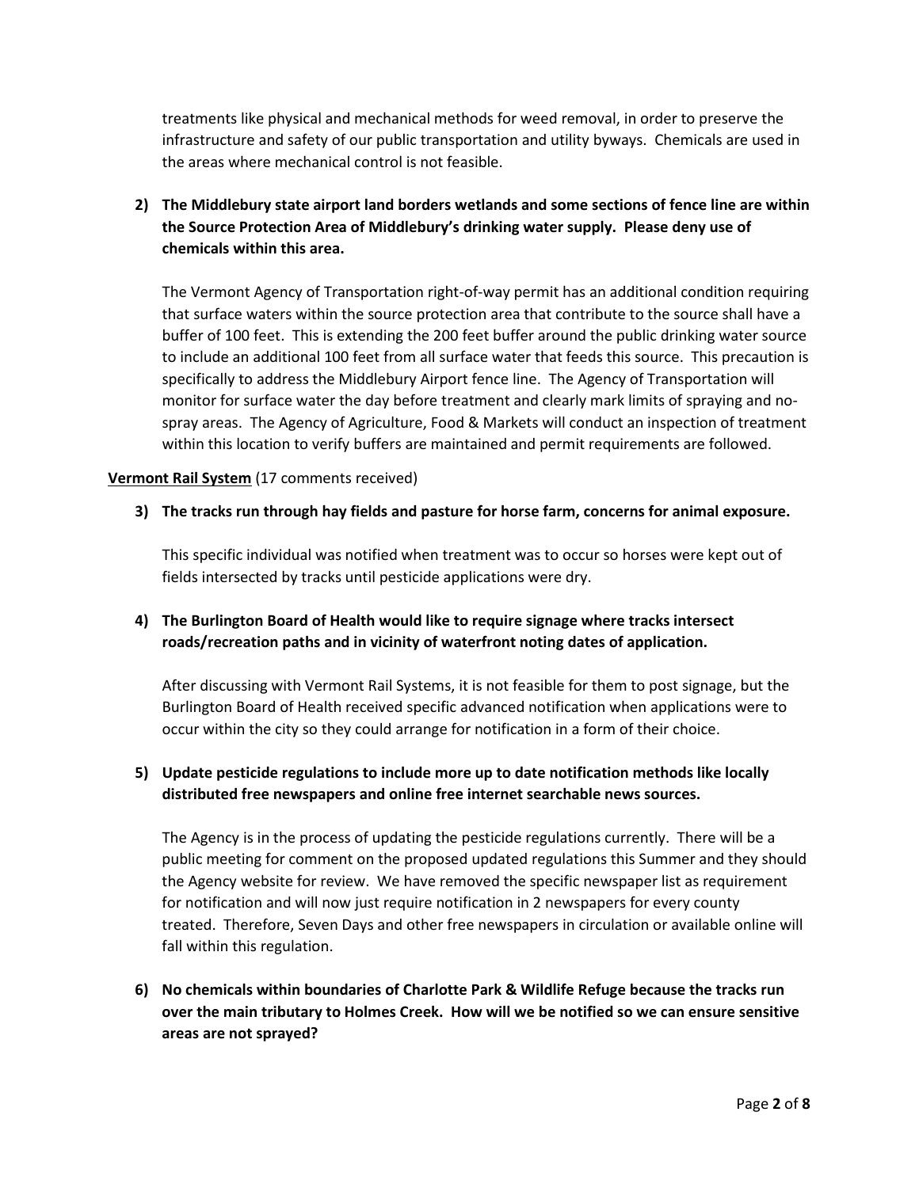treatments like physical and mechanical methods for weed removal, in order to preserve the infrastructure and safety of our public transportation and utility byways. Chemicals are used in the areas where mechanical control is not feasible.

2) **The Middlebury state airport land borders wetlands and some sections of fence line are within the Source Protection Area of Middlebury's drinking water supply. Please deny use of chemicals within this area.**

   The Vermont Agency of Transportation right-of-way permit has an additional condition requiring that surface waters within the source protection area that contribute to the source shall have a buffer of 100 feet. This is extending the 200 feet buffer around the public drinking water source to include an additional 100 feet from all surface water that feeds this source. This precaution is specifically to address the Middlebury Airport fence line. The Agency of Transportation will monitor for surface water the day before treatment and clearly mark limits of spraying and no-spray areas. The Agency of Agriculture, Food & Markets will conduct an inspection of treatment within this location to verify buffers are maintained and permit requirements are followed.

**Vermont Rail System** (17 comments received)

3) **The tracks run through hay fields and pasture for horse farm, concerns for animal exposure.**

   This specific individual was notified when treatment was to occur so horses were kept out of fields intersected by tracks until pesticide applications were dry.

4) **The Burlington Board of Health would like to require signage where tracks intersect roads/recreation paths and in vicinity of waterfront noting dates of application.**

   After discussing with Vermont Rail Systems, it is not feasible for them to post signage, but the Burlington Board of Health received specific advanced notification when applications were to occur within the city so they could arrange for notification in a form of their choice.

5) **Update pesticide regulations to include more up to date notification methods like locally distributed free newspapers and online free internet searchable news sources.**

   The Agency is in the process of updating the pesticide regulations currently. There will be a public meeting for comment on the proposed updated regulations this Summer and they should the Agency website for review. We have removed the specific newspaper list as requirement for notification and will now just require notification in 2 newspapers for every county treated. Therefore, Seven Days and other free newspapers in circulation or available online will fall within this regulation.

6) **No chemicals within boundaries of Charlotte Park & Wildlife Refuge because the tracks run over the main tributary to Holmes Creek. How will we be notified so we can ensure sensitive areas are not sprayed?**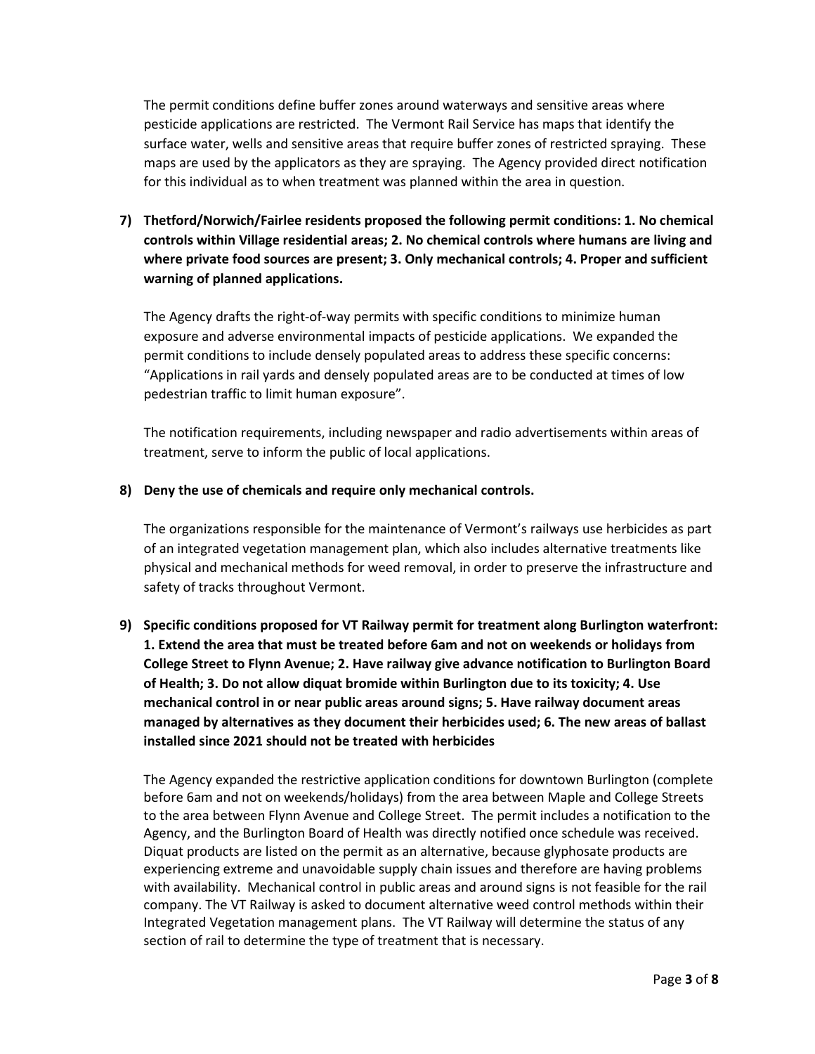The permit conditions define buffer zones around waterways and sensitive areas where pesticide applications are restricted. The Vermont Rail Service has maps that identify the surface water, wells and sensitive areas that require buffer zones of restricted spraying. These maps are used by the applicators as they are spraying. The Agency provided direct notification for this individual as to when treatment was planned within the area in question.

**7) Thetford/Norwich/Fairlee residents proposed the following permit conditions: 1. No chemical controls within Village residential areas; 2. No chemical controls where humans are living and where private food sources are present; 3. Only mechanical controls; 4. Proper and sufficient warning of planned applications.**

The Agency drafts the right-of-way permits with specific conditions to minimize human exposure and adverse environmental impacts of pesticide applications. We expanded the permit conditions to include densely populated areas to address these specific concerns: "Applications in rail yards and densely populated areas are to be conducted at times of low pedestrian traffic to limit human exposure".

The notification requirements, including newspaper and radio advertisements within areas of treatment, serve to inform the public of local applications.

**8) Deny the use of chemicals and require only mechanical controls.**

The organizations responsible for the maintenance of Vermont's railways use herbicides as part of an integrated vegetation management plan, which also includes alternative treatments like physical and mechanical methods for weed removal, in order to preserve the infrastructure and safety of tracks throughout Vermont.

**9) Specific conditions proposed for VT Railway permit for treatment along Burlington waterfront: 1. Extend the area that must be treated before 6am and not on weekends or holidays from College Street to Flynn Avenue; 2. Have railway give advance notification to Burlington Board of Health; 3. Do not allow diquat bromide within Burlington due to its toxicity; 4. Use mechanical control in or near public areas around signs; 5. Have railway document areas managed by alternatives as they document their herbicides used; 6. The new areas of ballast installed since 2021 should not be treated with herbicides**

The Agency expanded the restrictive application conditions for downtown Burlington (complete before 6am and not on weekends/holidays) from the area between Maple and College Streets to the area between Flynn Avenue and College Street. The permit includes a notification to the Agency, and the Burlington Board of Health was directly notified once schedule was received. Diquat products are listed on the permit as an alternative, because glyphosate products are experiencing extreme and unavoidable supply chain issues and therefore are having problems with availability. Mechanical control in public areas and around signs is not feasible for the rail company. The VT Railway is asked to document alternative weed control methods within their Integrated Vegetation management plans. The VT Railway will determine the status of any section of rail to determine the type of treatment that is necessary.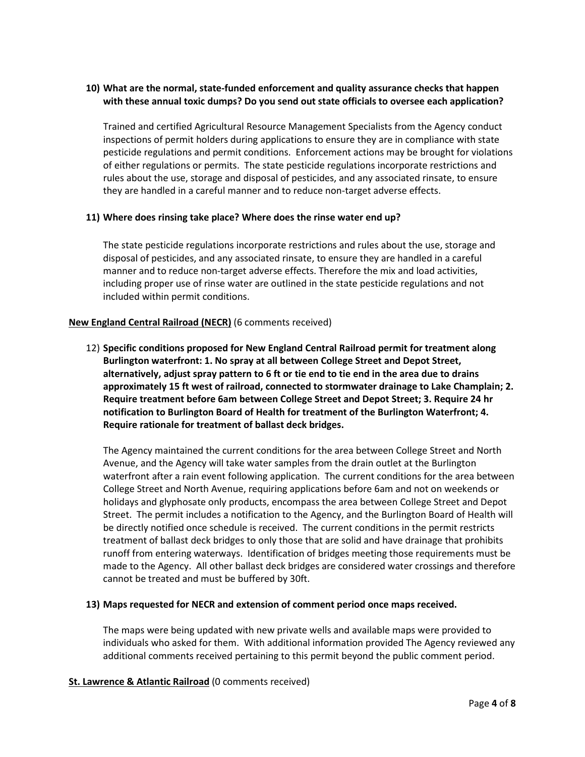10) **What are the normal, state-funded enforcement and quality assurance checks that happen with these annual toxic dumps? Do you send out state officials to oversee each application?**

Trained and certified Agricultural Resource Management Specialists from the Agency conduct inspections of permit holders during applications to ensure they are in compliance with state pesticide regulations and permit conditions. Enforcement actions may be brought for violations of either regulations or permits. The state pesticide regulations incorporate restrictions and rules about the use, storage and disposal of pesticides, and any associated rinsate, to ensure they are handled in a careful manner and to reduce non-target adverse effects.

11) **Where does rinsing take place? Where does the rinse water end up?**

The state pesticide regulations incorporate restrictions and rules about the use, storage and disposal of pesticides, and any associated rinsate, to ensure they are handled in a careful manner and to reduce non-target adverse effects. Therefore the mix and load activities, including proper use of rinse water are outlined in the state pesticide regulations and not included within permit conditions.

**<u>New England Central Railroad (NECR)</u>** (6 comments received)

12) **Specific conditions proposed for New England Central Railroad permit for treatment along Burlington waterfront: 1. No spray at all between College Street and Depot Street, alternatively, adjust spray pattern to 6 ft or tie end to tie end in the area due to drains approximately 15 ft west of railroad, connected to stormwater drainage to Lake Champlain; 2. Require treatment before 6am between College Street and Depot Street; 3. Require 24 hr notification to Burlington Board of Health for treatment of the Burlington Waterfront; 4. Require rationale for treatment of ballast deck bridges.**

The Agency maintained the current conditions for the area between College Street and North Avenue, and the Agency will take water samples from the drain outlet at the Burlington waterfront after a rain event following application. The current conditions for the area between College Street and North Avenue, requiring applications before 6am and not on weekends or holidays and glyphosate only products, encompass the area between College Street and Depot Street. The permit includes a notification to the Agency, and the Burlington Board of Health will be directly notified once schedule is received. The current conditions in the permit restricts treatment of ballast deck bridges to only those that are solid and have drainage that prohibits runoff from entering waterways. Identification of bridges meeting those requirements must be made to the Agency. All other ballast deck bridges are considered water crossings and therefore cannot be treated and must be buffered by 30ft.

13) **Maps requested for NECR and extension of comment period once maps received.**

The maps were being updated with new private wells and available maps were provided to individuals who asked for them. With additional information provided The Agency reviewed any additional comments received pertaining to this permit beyond the public comment period.

**<u>St. Lawrence & Atlantic Railroad</u>** (0 comments received)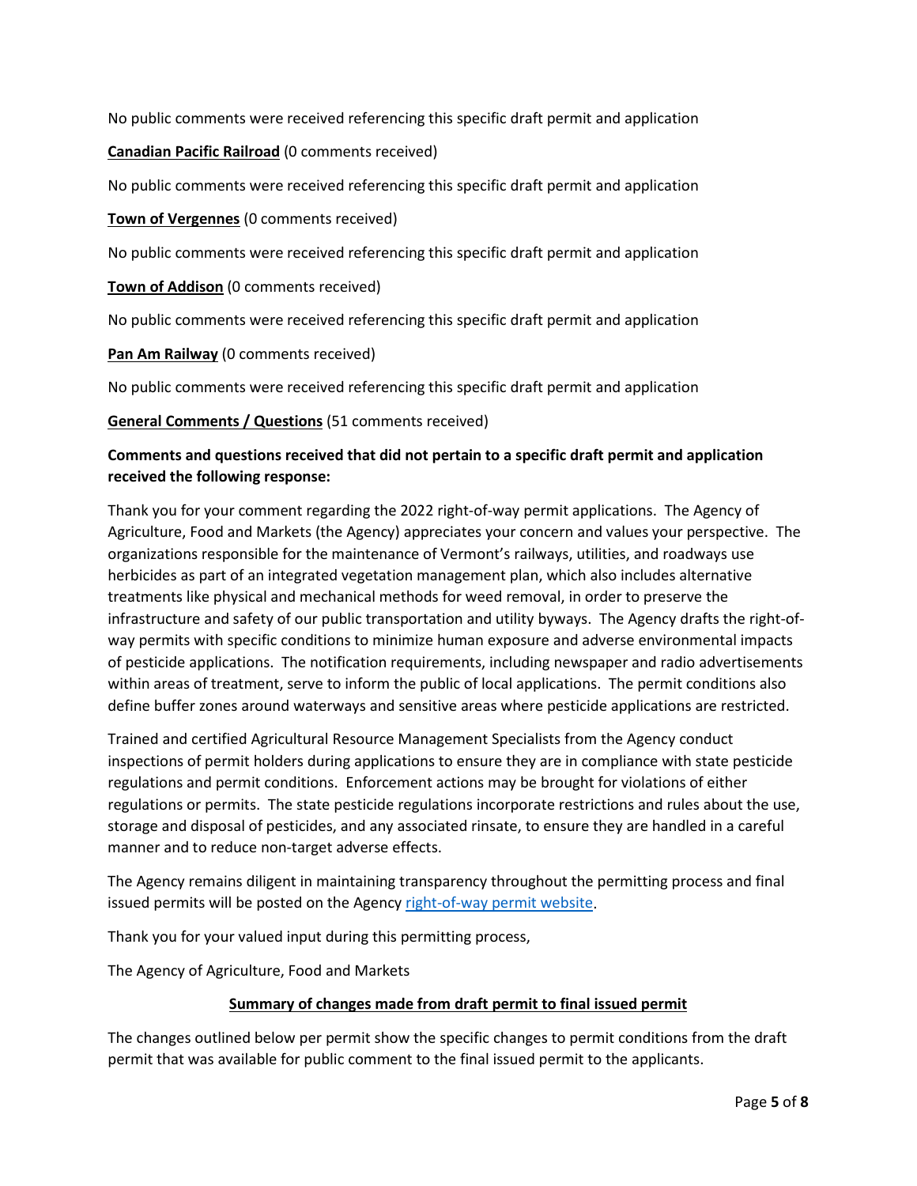No public comments were received referencing this specific draft permit and application

**Canadian Pacific Railroad** (0 comments received)

No public comments were received referencing this specific draft permit and application

**Town of Vergennes** (0 comments received)

No public comments were received referencing this specific draft permit and application

**Town of Addison** (0 comments received)

No public comments were received referencing this specific draft permit and application

**Pan Am Railway** (0 comments received)

No public comments were received referencing this specific draft permit and application

**General Comments / Questions** (51 comments received)

**Comments and questions received that did not pertain to a specific draft permit and application received the following response:**

Thank you for your comment regarding the 2022 right-of-way permit applications. The Agency of Agriculture, Food and Markets (the Agency) appreciates your concern and values your perspective. The organizations responsible for the maintenance of Vermont's railways, utilities, and roadways use herbicides as part of an integrated vegetation management plan, which also includes alternative treatments like physical and mechanical methods for weed removal, in order to preserve the infrastructure and safety of our public transportation and utility byways. The Agency drafts the right-of-way permits with specific conditions to minimize human exposure and adverse environmental impacts of pesticide applications. The notification requirements, including newspaper and radio advertisements within areas of treatment, serve to inform the public of local applications. The permit conditions also define buffer zones around waterways and sensitive areas where pesticide applications are restricted.

Trained and certified Agricultural Resource Management Specialists from the Agency conduct inspections of permit holders during applications to ensure they are in compliance with state pesticide regulations and permit conditions. Enforcement actions may be brought for violations of either regulations or permits. The state pesticide regulations incorporate restrictions and rules about the use, storage and disposal of pesticides, and any associated rinsate, to ensure they are handled in a careful manner and to reduce non-target adverse effects.

The Agency remains diligent in maintaining transparency throughout the permitting process and final issued permits will be posted on the Agency right-of-way permit website.

Thank you for your valued input during this permitting process,

The Agency of Agriculture, Food and Markets

**Summary of changes made from draft permit to final issued permit**

The changes outlined below per permit show the specific changes to permit conditions from the draft permit that was available for public comment to the final issued permit to the applicants.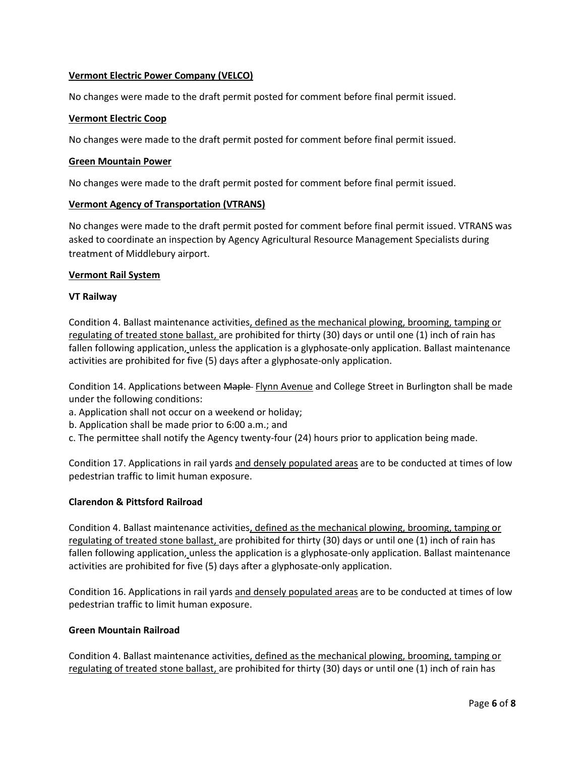**<u>Vermont Electric Power Company (VELCO)</u>**

No changes were made to the draft permit posted for comment before final permit issued.

**<u>Vermont Electric Coop</u>**

No changes were made to the draft permit posted for comment before final permit issued.

**<u>Green Mountain Power</u>**

No changes were made to the draft permit posted for comment before final permit issued.

**<u>Vermont Agency of Transportation (VTRANS)</u>**

No changes were made to the draft permit posted for comment before final permit issued. VTRANS was asked to coordinate an inspection by Agency Agricultural Resource Management Specialists during treatment of Middlebury airport.

**<u>Vermont Rail System</u>**

**VT Railway**

Condition 4. Ballast maintenance activities<u>, defined as the mechanical plowing, brooming, tamping or regulating of treated stone ballast,</u> are prohibited for thirty (30) days or until one (1) inch of rain has fallen following application<u>,</u> unless the application is a glyphosate-only application. Ballast maintenance activities are prohibited for five (5) days after a glyphosate-only application.

Condition 14. Applications between ~~Maple~~ <u>Flynn Avenue</u> and College Street in Burlington shall be made under the following conditions:

a. Application shall not occur on a weekend or holiday;
b. Application shall be made prior to 6:00 a.m.; and
c. The permittee shall notify the Agency twenty-four (24) hours prior to application being made.

Condition 17. Applications in rail yards <u>and densely populated areas</u> are to be conducted at times of low pedestrian traffic to limit human exposure.

**Clarendon & Pittsford Railroad**

Condition 4. Ballast maintenance activities<u>, defined as the mechanical plowing, brooming, tamping or regulating of treated stone ballast,</u> are prohibited for thirty (30) days or until one (1) inch of rain has fallen following application<u>,</u> unless the application is a glyphosate-only application. Ballast maintenance activities are prohibited for five (5) days after a glyphosate-only application.

Condition 16. Applications in rail yards <u>and densely populated areas</u> are to be conducted at times of low pedestrian traffic to limit human exposure.

**Green Mountain Railroad**

Condition 4. Ballast maintenance activities<u>, defined as the mechanical plowing, brooming, tamping or regulating of treated stone ballast,</u> are prohibited for thirty (30) days or until one (1) inch of rain has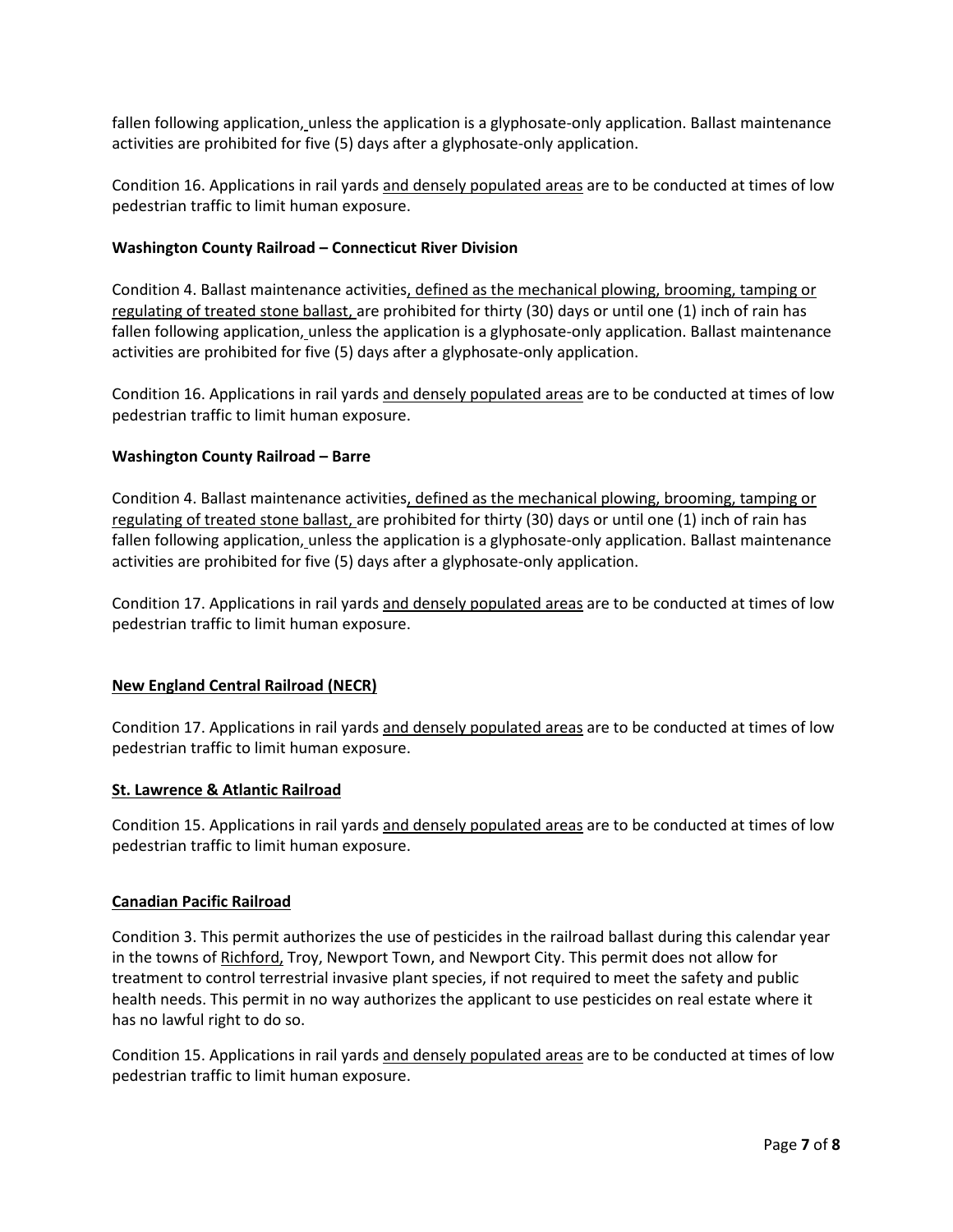fallen following application, unless the application is a glyphosate-only application. Ballast maintenance activities are prohibited for five (5) days after a glyphosate-only application.

Condition 16. Applications in rail yards <u>and densely populated areas</u> are to be conducted at times of low pedestrian traffic to limit human exposure.

**Washington County Railroad – Connecticut River Division**

Condition 4. Ballast maintenance activities<u>, defined as the mechanical plowing, brooming, tamping or regulating of treated stone ballast,</u> are prohibited for thirty (30) days or until one (1) inch of rain has fallen following application<u>,</u> unless the application is a glyphosate-only application. Ballast maintenance activities are prohibited for five (5) days after a glyphosate-only application.

Condition 16. Applications in rail yards <u>and densely populated areas</u> are to be conducted at times of low pedestrian traffic to limit human exposure.

**Washington County Railroad – Barre**

Condition 4. Ballast maintenance activities<u>, defined as the mechanical plowing, brooming, tamping or regulating of treated stone ballast,</u> are prohibited for thirty (30) days or until one (1) inch of rain has fallen following application<u>,</u> unless the application is a glyphosate-only application. Ballast maintenance activities are prohibited for five (5) days after a glyphosate-only application.

Condition 17. Applications in rail yards <u>and densely populated areas</u> are to be conducted at times of low pedestrian traffic to limit human exposure.

**<u>New England Central Railroad (NECR)</u>**

Condition 17. Applications in rail yards <u>and densely populated areas</u> are to be conducted at times of low pedestrian traffic to limit human exposure.

**<u>St. Lawrence & Atlantic Railroad</u>**

Condition 15. Applications in rail yards <u>and densely populated areas</u> are to be conducted at times of low pedestrian traffic to limit human exposure.

**<u>Canadian Pacific Railroad</u>**

Condition 3. This permit authorizes the use of pesticides in the railroad ballast during this calendar year in the towns of <u>Richford,</u> Troy, Newport Town, and Newport City. This permit does not allow for treatment to control terrestrial invasive plant species, if not required to meet the safety and public health needs. This permit in no way authorizes the applicant to use pesticides on real estate where it has no lawful right to do so.

Condition 15. Applications in rail yards <u>and densely populated areas</u> are to be conducted at times of low pedestrian traffic to limit human exposure.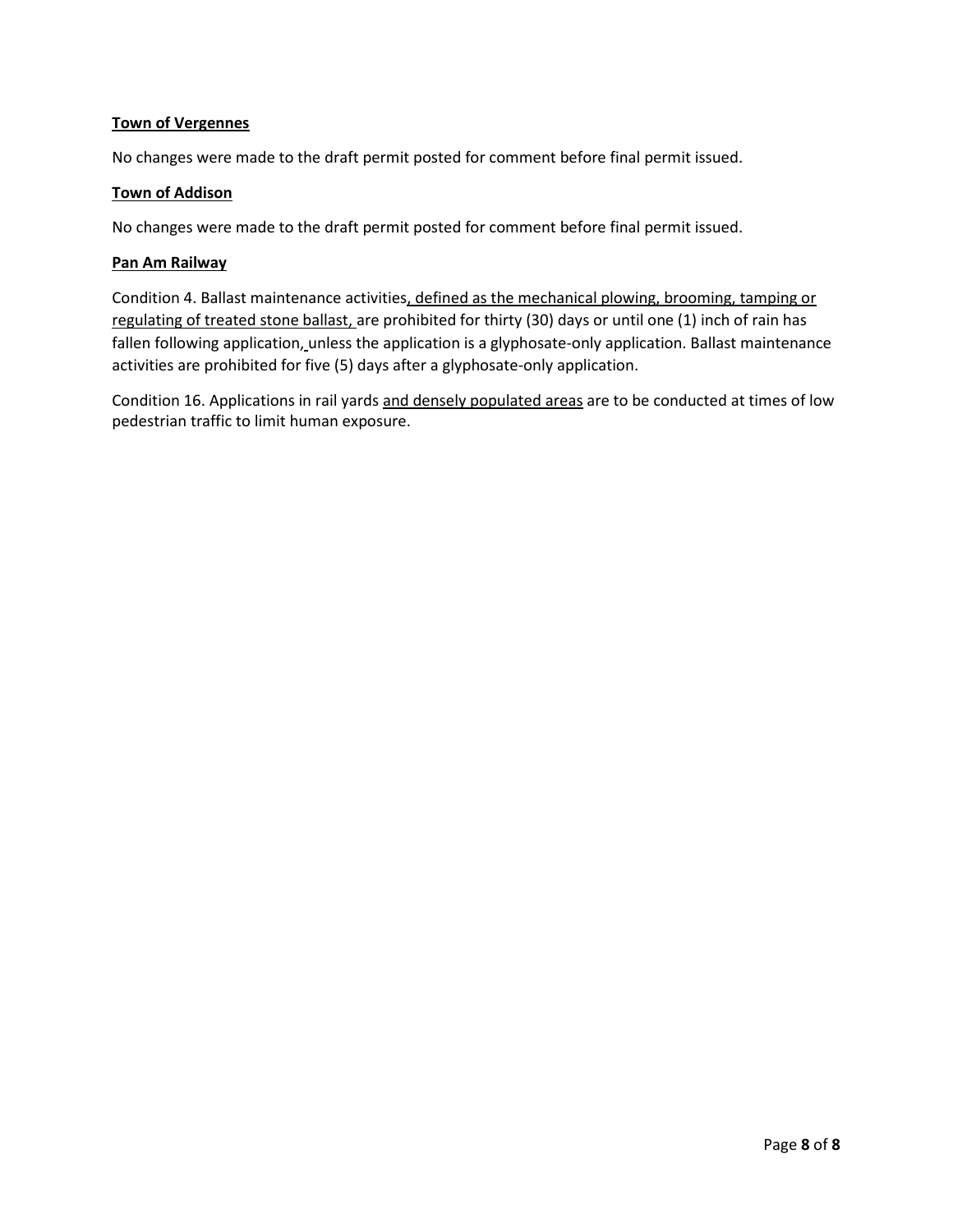**Town of Vergennes**

No changes were made to the draft permit posted for comment before final permit issued.

**Town of Addison**

No changes were made to the draft permit posted for comment before final permit issued.

**Pan Am Railway**

Condition 4. Ballast maintenance activities, defined as the mechanical plowing, brooming, tamping or regulating of treated stone ballast, are prohibited for thirty (30) days or until one (1) inch of rain has fallen following application, unless the application is a glyphosate-only application. Ballast maintenance activities are prohibited for five (5) days after a glyphosate-only application.

Condition 16. Applications in rail yards and densely populated areas are to be conducted at times of low pedestrian traffic to limit human exposure.